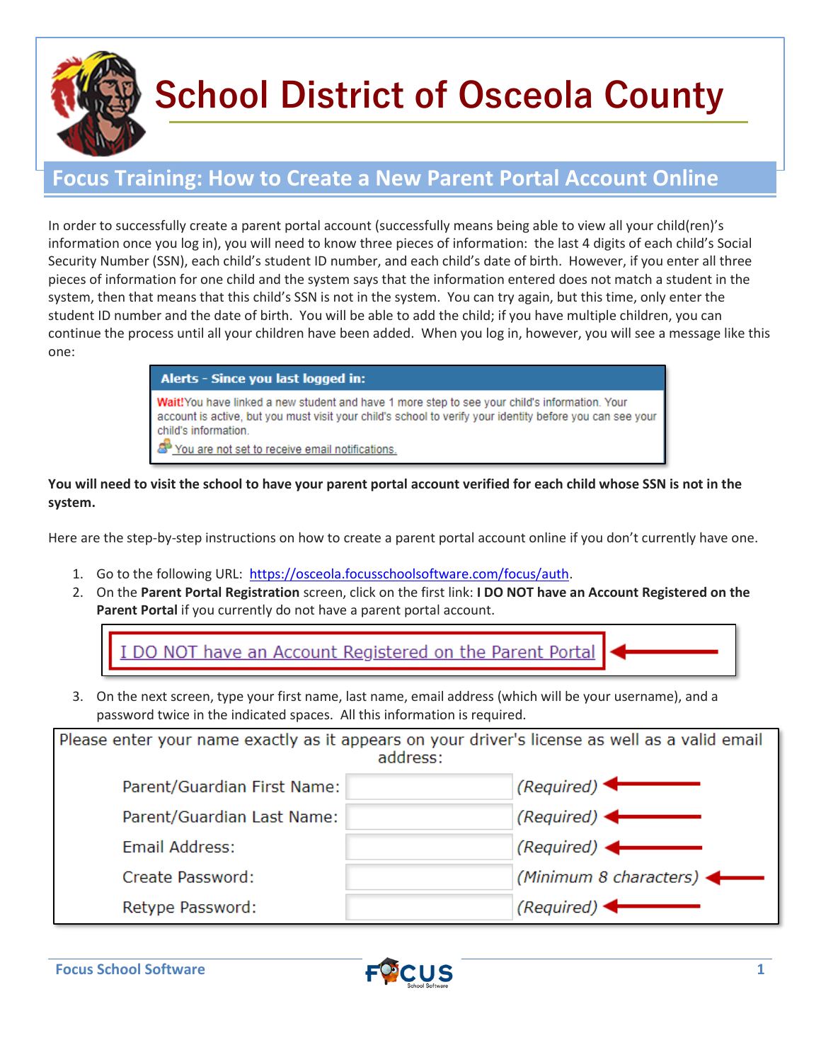# School District of Osceola County

## Focus Training: How to Create a New Parent Portal Account Online

In order to successfully create a parent portal account (successfully means being able to view all your child(ren)'s information once you log in), you will need to know three pieces of information: the last 4 digits of each child's Social Security Number (SSN), each child's student ID number, and each child's date of birth. However, if you enter all three pieces of information for one child and the system says that the information entered does not match a student in the system, then that means that this child's SSN is not in the system. You can try again, but this time, only enter the student ID number and the date of birth. You will be able to add the child; if you have multiple children, you can continue the process until all your children have been added. When you log in, however, you will see a message like this one:

> **Alerts - Since you last logged in:**
>
> **Wait!** You have linked a new student and have 1 more step to see your child's information. Your account is active, but you must visit your child's school to verify your identity before you can see your child's information.
>
> You are not set to receive email notifications.

**You will need to visit the school to have your parent portal account verified for each child whose SSN is not in the system.**

Here are the step-by-step instructions on how to create a parent portal account online if you don't currently have one.

1. Go to the following URL: https://osceola.focusschoolsoftware.com/focus/auth.
2. On the **Parent Portal Registration** screen, click on the first link: **I DO NOT have an Account Registered on the Parent Portal** if you currently do not have a parent portal account.

   I DO NOT have an Account Registered on the Parent Portal

3. On the next screen, type your first name, last name, email address (which will be your username), and a password twice in the indicated spaces. All this information is required.

Please enter your name exactly as it appears on your driver's license as well as a valid email address:

| | | |
|---|---|---|
| Parent/Guardian First Name: | | *(Required)* |
| Parent/Guardian Last Name: | | *(Required)* |
| Email Address: | | *(Required)* |
| Create Password: | | *(Minimum 8 characters)* |
| Retype Password: | | *(Required)* |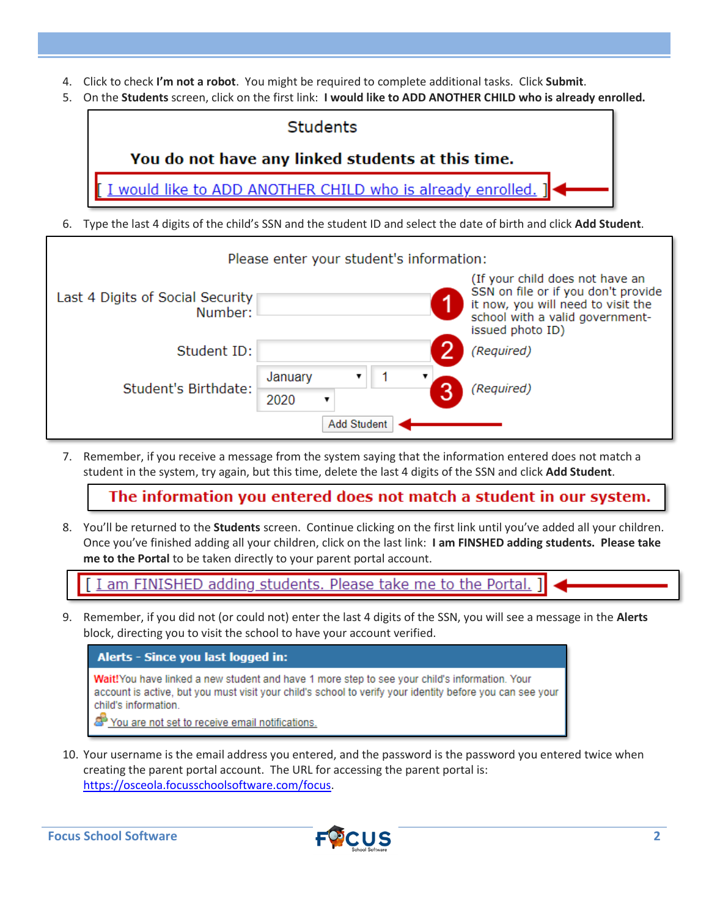4. Click to check **I'm not a robot**. You might be required to complete additional tasks. Click **Submit**.
5. On the **Students** screen, click on the first link: **I would like to ADD ANOTHER CHILD who is already enrolled.**

   Students

   **You do not have any linked students at this time.**

   [ I would like to ADD ANOTHER CHILD who is already enrolled. ]

6. Type the last 4 digits of the child's SSN and the student ID and select the date of birth and click **Add Student**.

   Please enter your student's information:

   | | | |
   |---|---|---|
   | Last 4 Digits of Social Security Number: | | (If your child does not have an SSN on file or if you don't provide it now, you will need to visit the school with a valid government-issued photo ID) |
   | Student ID: | | *(Required)* |
   | Student's Birthdate: | January / 1 / 2020 | *(Required)* |

   Add Student

7. Remember, if you receive a message from the system saying that the information entered does not match a student in the system, try again, but this time, delete the last 4 digits of the SSN and click **Add Student**.

   **The information you entered does not match a student in our system.**

8. You'll be returned to the **Students** screen. Continue clicking on the first link until you've added all your children. Once you've finished adding all your children, click on the last link: **I am FINSHED adding students. Please take me to the Portal** to be taken directly to your parent portal account.

   [ I am FINISHED adding students. Please take me to the Portal. ]

9. Remember, if you did not (or could not) enter the last 4 digits of the SSN, you will see a message in the **Alerts** block, directing you to visit the school to have your account verified.

   **Alerts - Since you last logged in:**

   Wait! You have linked a new student and have 1 more step to see your child's information. Your account is active, but you must visit your child's school to verify your identity before you can see your child's information.

   You are not set to receive email notifications.

10. Your username is the email address you entered, and the password is the password you entered twice when creating the parent portal account. The URL for accessing the parent portal is: https://osceola.focusschoolsoftware.com/focus.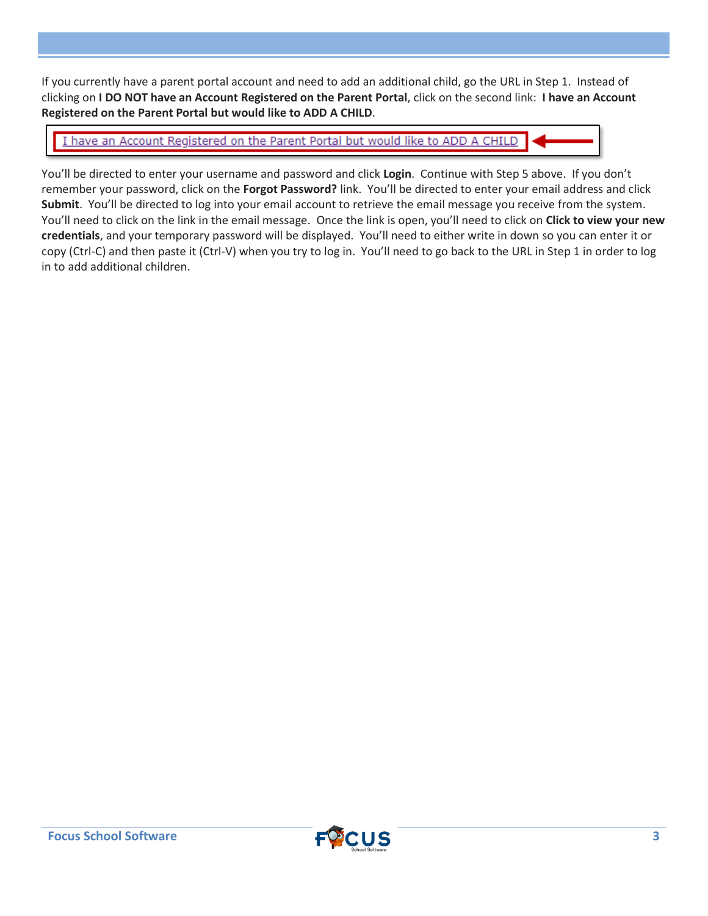If you currently have a parent portal account and need to add an additional child, go the URL in Step 1. Instead of clicking on **I DO NOT have an Account Registered on the Parent Portal**, click on the second link: **I have an Account Registered on the Parent Portal but would like to ADD A CHILD**.

I have an Account Registered on the Parent Portal but would like to ADD A CHILD

You'll be directed to enter your username and password and click **Login**. Continue with Step 5 above. If you don't remember your password, click on the **Forgot Password?** link. You'll be directed to enter your email address and click **Submit**. You'll be directed to log into your email account to retrieve the email message you receive from the system. You'll need to click on the link in the email message. Once the link is open, you'll need to click on **Click to view your new credentials**, and your temporary password will be displayed. You'll need to either write in down so you can enter it or copy (Ctrl-C) and then paste it (Ctrl-V) when you try to log in. You'll need to go back to the URL in Step 1 in order to log in to add additional children.